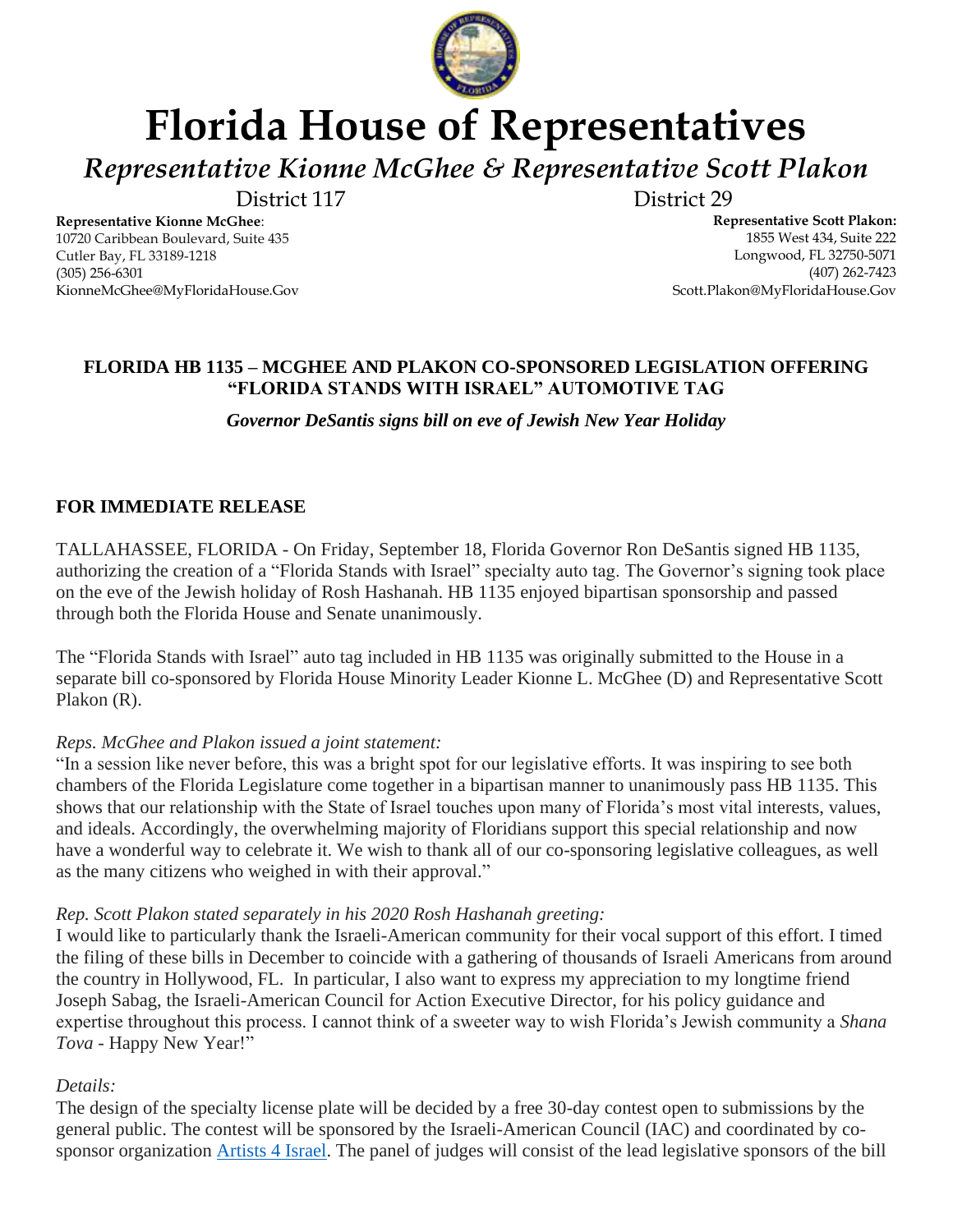# Florida House of Representatives

*Representative Kionne McGhee & Representative Scott Plakon*

District 117

District 29

**Representative Kionne McGhee**:
10720 Caribbean Boulevard, Suite 435
Cutler Bay, FL 33189-1218
(305) 256-6301
KionneMcGhee@MyFloridaHouse.Gov

**Representative Scott Plakon:**
1855 West 434, Suite 222
Longwood, FL 32750-5071
(407) 262-7423
Scott.Plakon@MyFloridaHouse.Gov

**FLORIDA HB 1135 – MCGHEE AND PLAKON CO-SPONSORED LEGISLATION OFFERING "FLORIDA STANDS WITH ISRAEL" AUTOMOTIVE TAG**

***Governor DeSantis signs bill on eve of Jewish New Year Holiday***

**FOR IMMEDIATE RELEASE**

TALLAHASSEE, FLORIDA - On Friday, September 18, Florida Governor Ron DeSantis signed HB 1135, authorizing the creation of a "Florida Stands with Israel" specialty auto tag. The Governor's signing took place on the eve of the Jewish holiday of Rosh Hashanah. HB 1135 enjoyed bipartisan sponsorship and passed through both the Florida House and Senate unanimously.

The "Florida Stands with Israel" auto tag included in HB 1135 was originally submitted to the House in a separate bill co-sponsored by Florida House Minority Leader Kionne L. McGhee (D) and Representative Scott Plakon (R).

*Reps. McGhee and Plakon issued a joint statement:*
"In a session like never before, this was a bright spot for our legislative efforts. It was inspiring to see both chambers of the Florida Legislature come together in a bipartisan manner to unanimously pass HB 1135. This shows that our relationship with the State of Israel touches upon many of Florida's most vital interests, values, and ideals. Accordingly, the overwhelming majority of Floridians support this special relationship and now have a wonderful way to celebrate it. We wish to thank all of our co-sponsoring legislative colleagues, as well as the many citizens who weighed in with their approval."

*Rep. Scott Plakon stated separately in his 2020 Rosh Hashanah greeting:*
I would like to particularly thank the Israeli-American community for their vocal support of this effort. I timed the filing of these bills in December to coincide with a gathering of thousands of Israeli Americans from around the country in Hollywood, FL. In particular, I also want to express my appreciation to my longtime friend Joseph Sabag, the Israeli-American Council for Action Executive Director, for his policy guidance and expertise throughout this process. I cannot think of a sweeter way to wish Florida's Jewish community a *Shana Tova* - Happy New Year!"

*Details:*
The design of the specialty license plate will be decided by a free 30-day contest open to submissions by the general public. The contest will be sponsored by the Israeli-American Council (IAC) and coordinated by co-sponsor organization Artists 4 Israel. The panel of judges will consist of the lead legislative sponsors of the bill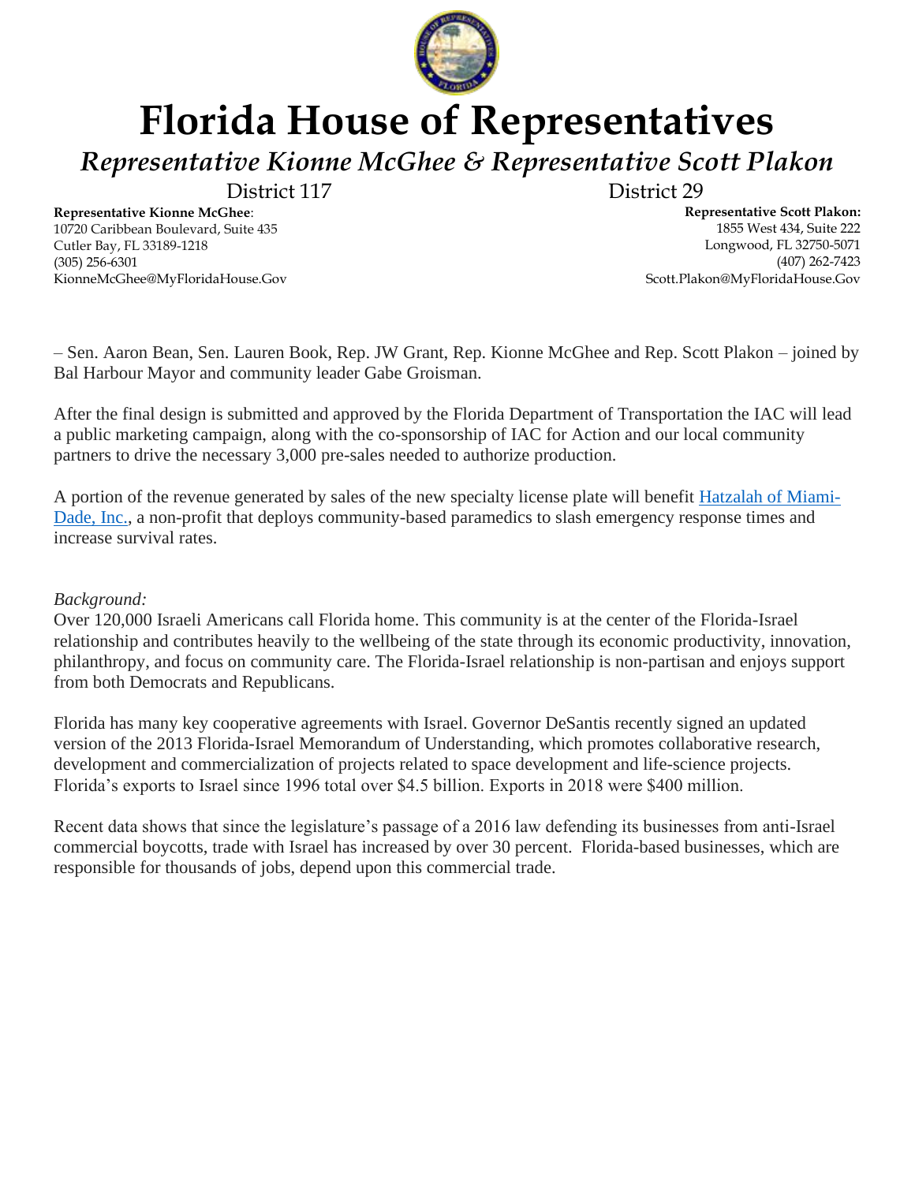# Florida House of Representatives

*Representative Kionne McGhee & Representative Scott Plakon*

District 117 District 29

**Representative Kionne McGhee**:
10720 Caribbean Boulevard, Suite 435
Cutler Bay, FL 33189-1218
(305) 256-6301
KionneMcGhee@MyFloridaHouse.Gov

**Representative Scott Plakon:**
1855 West 434, Suite 222
Longwood, FL 32750-5071
(407) 262-7423
Scott.Plakon@MyFloridaHouse.Gov

– Sen. Aaron Bean, Sen. Lauren Book, Rep. JW Grant, Rep. Kionne McGhee and Rep. Scott Plakon – joined by Bal Harbour Mayor and community leader Gabe Groisman.

After the final design is submitted and approved by the Florida Department of Transportation the IAC will lead a public marketing campaign, along with the co-sponsorship of IAC for Action and our local community partners to drive the necessary 3,000 pre-sales needed to authorize production.

A portion of the revenue generated by sales of the new specialty license plate will benefit [Hatzalah of Miami-Dade, Inc.](), a non-profit that deploys community-based paramedics to slash emergency response times and increase survival rates.

*Background:*
Over 120,000 Israeli Americans call Florida home. This community is at the center of the Florida-Israel relationship and contributes heavily to the wellbeing of the state through its economic productivity, innovation, philanthropy, and focus on community care. The Florida-Israel relationship is non-partisan and enjoys support from both Democrats and Republicans.

Florida has many key cooperative agreements with Israel. Governor DeSantis recently signed an updated version of the 2013 Florida-Israel Memorandum of Understanding, which promotes collaborative research, development and commercialization of projects related to space development and life-science projects. Florida's exports to Israel since 1996 total over $4.5 billion. Exports in 2018 were $400 million.

Recent data shows that since the legislature's passage of a 2016 law defending its businesses from anti-Israel commercial boycotts, trade with Israel has increased by over 30 percent. Florida-based businesses, which are responsible for thousands of jobs, depend upon this commercial trade.